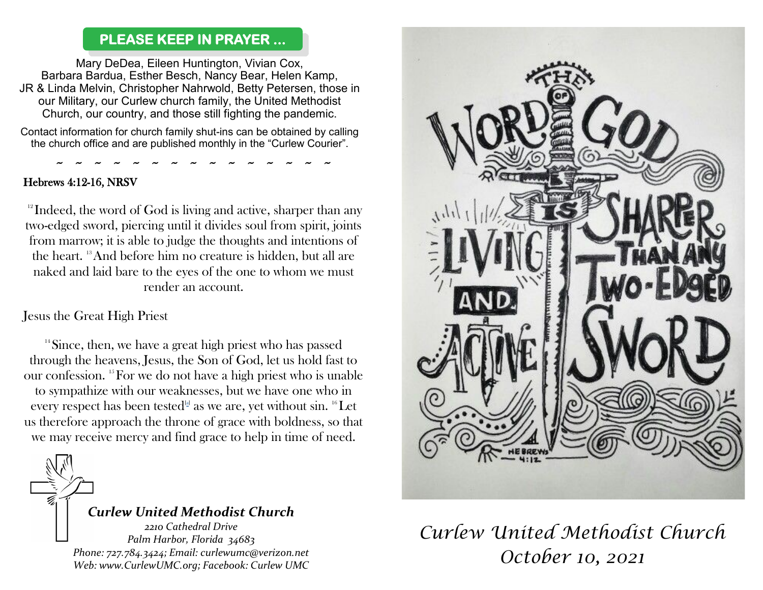## PLEASE KEEP IN PRAYER ...

Mary DeDea, Eileen Huntington, Vivian Cox, Barbara Bardua, Esther Besch, Nancy Bear, Helen Kamp, JR & Linda Melvin, Christopher Nahrwold, Betty Petersen, those in our Military, our Curlew church family, the United Methodist Church, our country, and those still fighting the pandemic.

Contact information for church family shut-ins can be obtained by calling the church office and are published monthly in the "Curlew Courier".

~ ~ ~ ~ ~ ~ ~ ~ ~ ~ ~ ~ ~ ~ ~

**Hebrews 4:12-16, NRSV**

[12] Indeed, the word of God is living and active, sharper than any two-edged sword, piercing until it divides soul from spirit, joints from marrow; it is able to judge the thoughts and intentions of the heart. [13] And before him no creature is hidden, but all are naked and laid bare to the eyes of the one to whom we must render an account.

Jesus the Great High Priest

[14] Since, then, we have a great high priest who has passed through the heavens, Jesus, the Son of God, let us hold fast to our confession. [15] For we do not have a high priest who is unable to sympathize with our weaknesses, but we have one who in every respect has been tested[a] as we are, yet without sin. [16] Let us therefore approach the throne of grace with boldness, so that we may receive mercy and find grace to help in time of need.

***Curlew United Methodist Church***

*2210 Cathedral Drive*
*Palm Harbor, Florida 34683*
*Phone: 727.784.3424; Email: curlewumc@verizon.net*
*Web: www.CurlewUMC.org; Facebook: Curlew UMC*

THE WORD OF GOD IS LIVING AND ACTIVE SHARPER THAN ANY TWO-EDGED SWORD
HEBREWS 4:12

*Curlew United Methodist Church*
*October 10, 2021*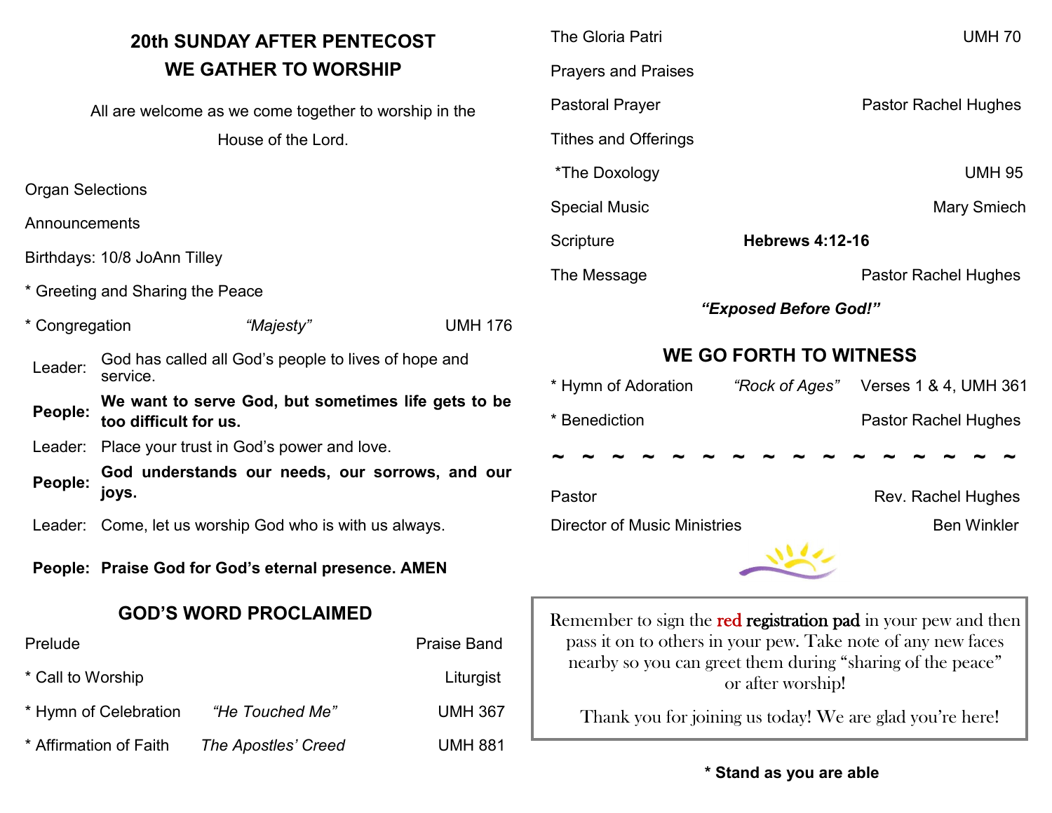## 20th SUNDAY AFTER PENTECOST

## WE GATHER TO WORSHIP

All are welcome as we come together to worship in the House of the Lord.

Organ Selections

Announcements

Birthdays: 10/8 JoAnn Tilley

* Greeting and Sharing the Peace

* Congregation *"Majesty"* UMH 176

| | |
|---|---|
| Leader: | God has called all God's people to lives of hope and service. |
| **People:** | **We want to serve God, but sometimes life gets to be too difficult for us.** |
| Leader: | Place your trust in God's power and love. |
| **People:** | **God understands our needs, our sorrows, and our joys.** |
| Leader: | Come, let us worship God who is with us always. |
| **People:** | **Praise God for God's eternal presence. AMEN** |

## GOD'S WORD PROCLAIMED

Prelude — Praise Band

* Call to Worship — Liturgist

* Hymn of Celebration — *"He Touched Me"* — UMH 367

* Affirmation of Faith — *The Apostles' Creed* — UMH 881

The Gloria Patri — UMH 70

Prayers and Praises

Pastoral Prayer — Pastor Rachel Hughes

Tithes and Offerings

*The Doxology — UMH 95

Special Music — Mary Smiech

Scripture — **Hebrews 4:12-16**

The Message — Pastor Rachel Hughes

***"Exposed Before God!"***

## WE GO FORTH TO WITNESS

* Hymn of Adoration — *"Rock of Ages"* — Verses 1 & 4, UMH 361

* Benediction — Pastor Rachel Hughes

~ ~ ~ ~ ~ ~ ~ ~ ~ ~ ~ ~ ~ ~ ~ ~

Pastor — Rev. Rachel Hughes

Director of Music Ministries — Ben Winkler

Remember to sign the red registration pad in your pew and then pass it on to others in your pew. Take note of any new faces nearby so you can greet them during "sharing of the peace" or after worship!

Thank you for joining us today! We are glad you're here!

**\* Stand as you are able**